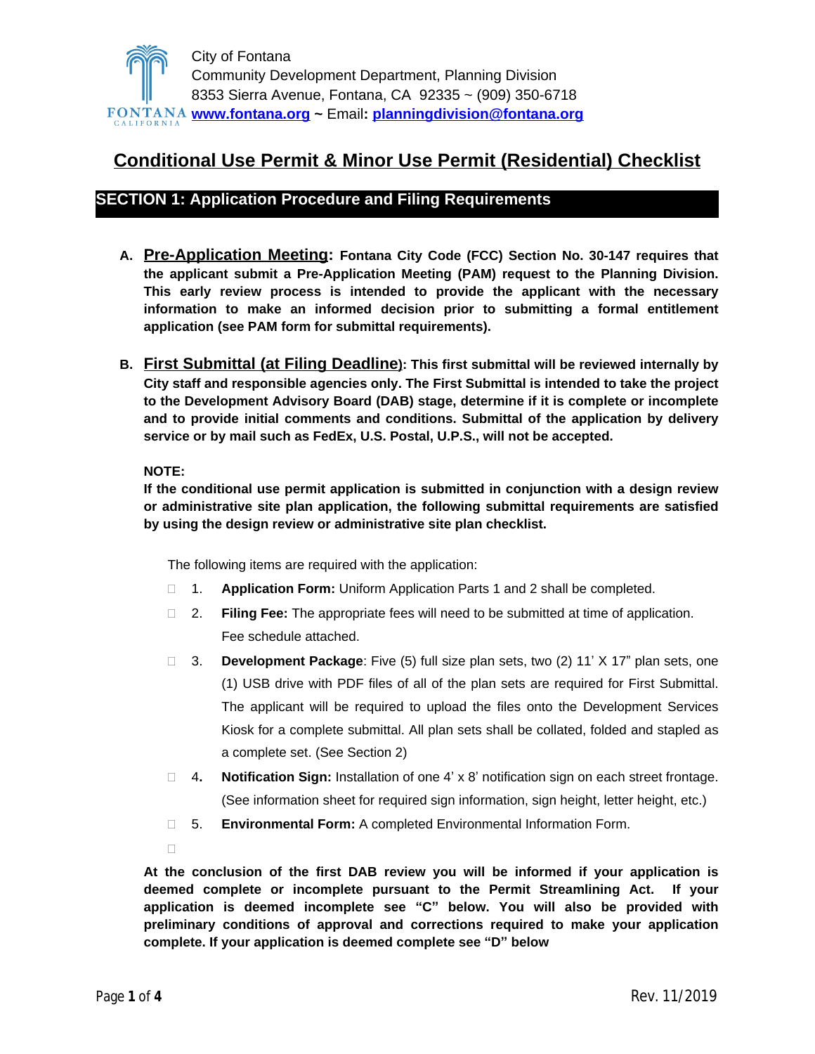City of Fontana
Community Development Department, Planning Division
8353 Sierra Avenue, Fontana, CA 92335 ~ (909) 350-6718
www.fontana.org ~ Email: planningdivision@fontana.org

# Conditional Use Permit & Minor Use Permit (Residential) Checklist

## SECTION 1: Application Procedure and Filing Requirements

**A. Pre-Application Meeting: Fontana City Code (FCC) Section No. 30-147 requires that the applicant submit a Pre-Application Meeting (PAM) request to the Planning Division. This early review process is intended to provide the applicant with the necessary information to make an informed decision prior to submitting a formal entitlement application (see PAM form for submittal requirements).**

**B. First Submittal (at Filing Deadline): This first submittal will be reviewed internally by City staff and responsible agencies only. The First Submittal is intended to take the project to the Development Advisory Board (DAB) stage, determine if it is complete or incomplete and to provide initial comments and conditions. Submittal of the application by delivery service or by mail such as FedEx, U.S. Postal, U.P.S., will not be accepted.**

**NOTE:**
**If the conditional use permit application is submitted in conjunction with a design review or administrative site plan application, the following submittal requirements are satisfied by using the design review or administrative site plan checklist.**

The following items are required with the application:

- ☐ 1. **Application Form:** Uniform Application Parts 1 and 2 shall be completed.
- ☐ 2. **Filing Fee:** The appropriate fees will need to be submitted at time of application. Fee schedule attached.
- ☐ 3. **Development Package**: Five (5) full size plan sets, two (2) 11' X 17" plan sets, one (1) USB drive with PDF files of all of the plan sets are required for First Submittal. The applicant will be required to upload the files onto the Development Services Kiosk for a complete submittal. All plan sets shall be collated, folded and stapled as a complete set. (See Section 2)
- ☐ 4. **Notification Sign:** Installation of one 4' x 8' notification sign on each street frontage. (See information sheet for required sign information, sign height, letter height, etc.)
- ☐ 5. **Environmental Form:** A completed Environmental Information Form.
- ☐

**At the conclusion of the first DAB review you will be informed if your application is deemed complete or incomplete pursuant to the Permit Streamlining Act. If your application is deemed incomplete see "C" below. You will also be provided with preliminary conditions of approval and corrections required to make your application complete. If your application is deemed complete see "D" below**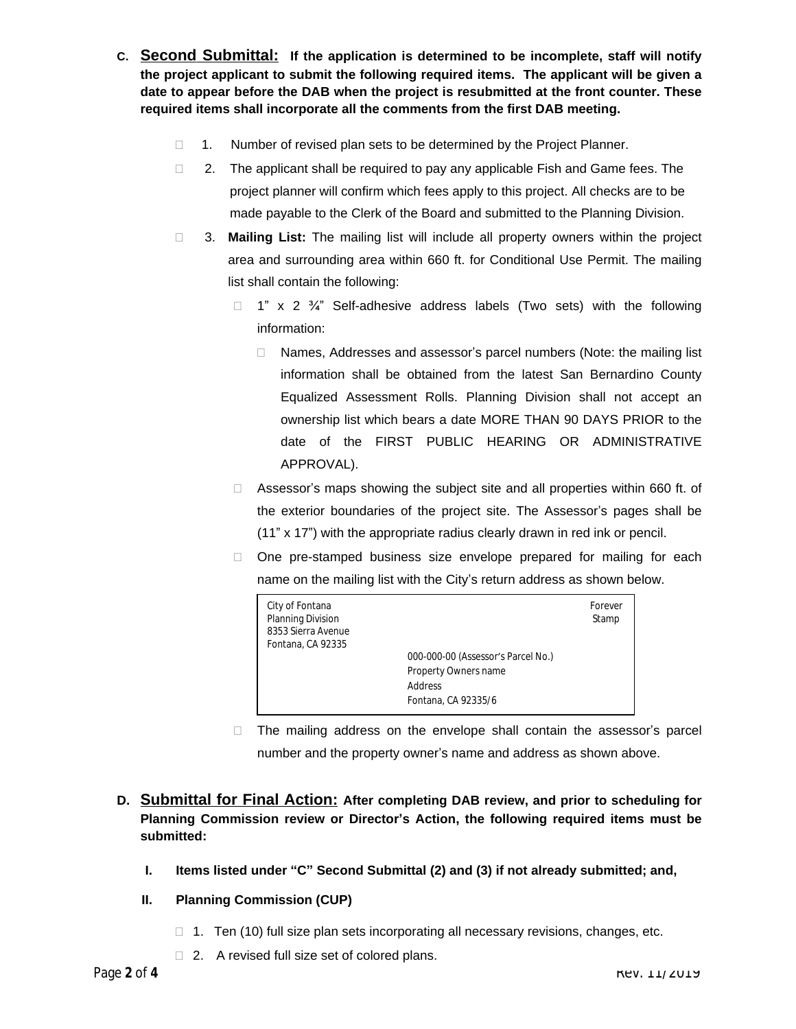**C. Second Submittal:** **If the application is determined to be incomplete, staff will notify the project applicant to submit the following required items. The applicant will be given a date to appear before the DAB when the project is resubmitted at the front counter. These required items shall incorporate all the comments from the first DAB meeting.**

- ☐ 1. Number of revised plan sets to be determined by the Project Planner.
- ☐ 2. The applicant shall be required to pay any applicable Fish and Game fees. The project planner will confirm which fees apply to this project. All checks are to be made payable to the Clerk of the Board and submitted to the Planning Division.
- ☐ 3. **Mailing List:** The mailing list will include all property owners within the project area and surrounding area within 660 ft. for Conditional Use Permit. The mailing list shall contain the following:
  - ☐ 1" x 2 ¾" Self-adhesive address labels (Two sets) with the following information:
    - ☐ Names, Addresses and assessor's parcel numbers (Note: the mailing list information shall be obtained from the latest San Bernardino County Equalized Assessment Rolls. Planning Division shall not accept an ownership list which bears a date MORE THAN 90 DAYS PRIOR to the date of the FIRST PUBLIC HEARING OR ADMINISTRATIVE APPROVAL).
  - ☐ Assessor's maps showing the subject site and all properties within 660 ft. of the exterior boundaries of the project site. The Assessor's pages shall be (11" x 17") with the appropriate radius clearly drawn in red ink or pencil.
  - ☐ One pre-stamped business size envelope prepared for mailing for each name on the mailing list with the City's return address as shown below.

```
City of Fontana                                              Forever
Planning Division                                            Stamp
8353 Sierra Avenue
Fontana, CA 92335
                        000-000-00 (Assessor's Parcel No.)
                        Property Owners name
                        Address
                        Fontana, CA 92335/6
```

  - ☐ The mailing address on the envelope shall contain the assessor's parcel number and the property owner's name and address as shown above.

**D. Submittal for Final Action:** **After completing DAB review, and prior to scheduling for Planning Commission review or Director's Action, the following required items must be submitted:**

**I. Items listed under "C" Second Submittal (2) and (3) if not already submitted; and,**

**II. Planning Commission (CUP)**

- ☐ 1. Ten (10) full size plan sets incorporating all necessary revisions, changes, etc.
- ☐ 2. A revised full size set of colored plans.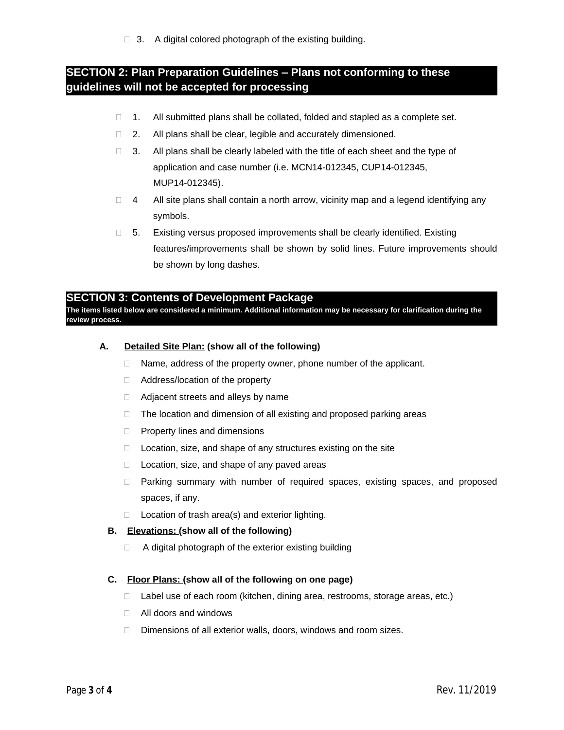- ☐ 3. A digital colored photograph of the existing building.

## SECTION 2: Plan Preparation Guidelines – Plans not conforming to these guidelines will not be accepted for processing

- ☐ 1. All submitted plans shall be collated, folded and stapled as a complete set.
- ☐ 2. All plans shall be clear, legible and accurately dimensioned.
- ☐ 3. All plans shall be clearly labeled with the title of each sheet and the type of application and case number (i.e. MCN14-012345, CUP14-012345, MUP14-012345).
- ☐ 4 All site plans shall contain a north arrow, vicinity map and a legend identifying any symbols.
- ☐ 5. Existing versus proposed improvements shall be clearly identified. Existing features/improvements shall be shown by solid lines. Future improvements should be shown by long dashes.

## SECTION 3: Contents of Development Package

**The items listed below are considered a minimum. Additional information may be necessary for clarification during the review process.**

**A. Detailed Site Plan: (show all of the following)**

- ☐ Name, address of the property owner, phone number of the applicant.
- ☐ Address/location of the property
- ☐ Adjacent streets and alleys by name
- ☐ The location and dimension of all existing and proposed parking areas
- ☐ Property lines and dimensions
- ☐ Location, size, and shape of any structures existing on the site
- ☐ Location, size, and shape of any paved areas
- ☐ Parking summary with number of required spaces, existing spaces, and proposed spaces, if any.
- ☐ Location of trash area(s) and exterior lighting.

**B. Elevations: (show all of the following)**

- ☐ A digital photograph of the exterior existing building

**C. Floor Plans: (show all of the following on one page)**

- ☐ Label use of each room (kitchen, dining area, restrooms, storage areas, etc.)
- ☐ All doors and windows
- ☐ Dimensions of all exterior walls, doors, windows and room sizes.